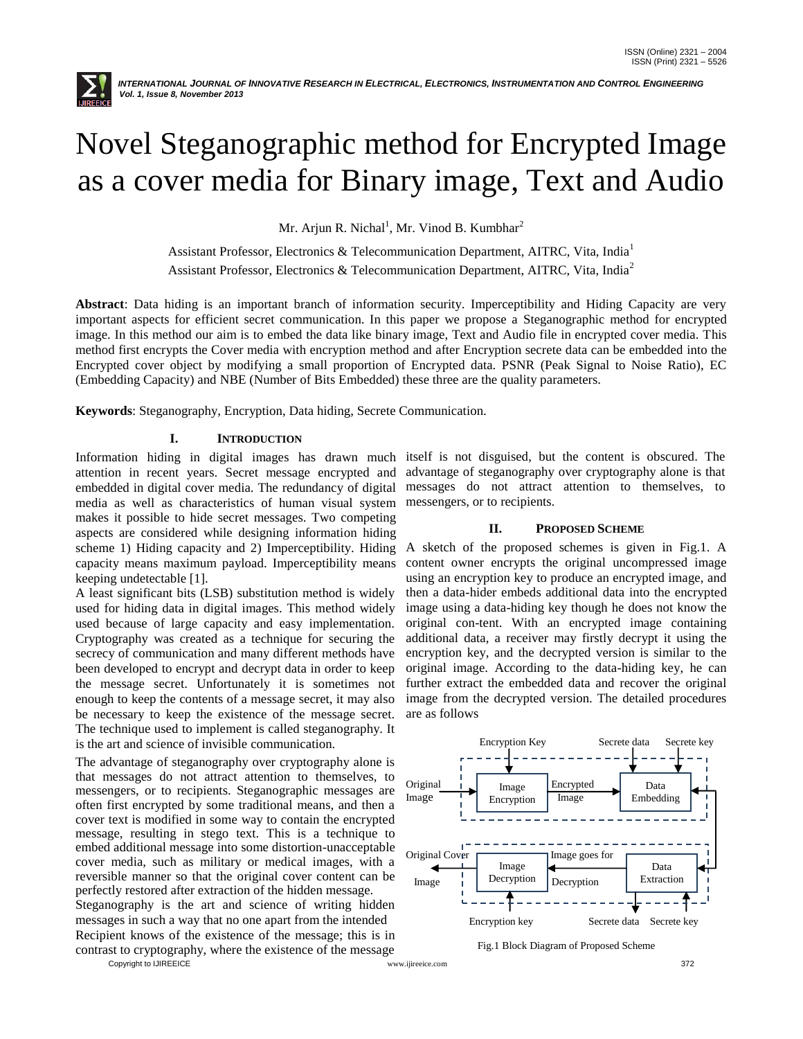# Novel Steganographic method for Encrypted Image as a cover media for Binary image, Text and Audio

Mr. Arjun R. Nichal[1], Mr. Vinod B. Kumbhar[2]

Assistant Professor, Electronics & Telecommunication Department, AITRC, Vita, India[1]

Assistant Professor, Electronics & Telecommunication Department, AITRC, Vita, India[2]

**Abstract**: Data hiding is an important branch of information security. Imperceptibility and Hiding Capacity are very important aspects for efficient secret communication. In this paper we propose a Steganographic method for encrypted image. In this method our aim is to embed the data like binary image, Text and Audio file in encrypted cover media. This method first encrypts the Cover media with encryption method and after Encryption secrete data can be embedded into the Encrypted cover object by modifying a small proportion of Encrypted data. PSNR (Peak Signal to Noise Ratio), EC (Embedding Capacity) and NBE (Number of Bits Embedded) these three are the quality parameters.

**Keywords**: Steganography, Encryption, Data hiding, Secrete Communication.

## I. INTRODUCTION

Information hiding in digital images has drawn much attention in recent years. Secret message encrypted and embedded in digital cover media. The redundancy of digital media as well as characteristics of human visual system makes it possible to hide secret messages. Two competing aspects are considered while designing information hiding scheme 1) Hiding capacity and 2) Imperceptibility. Hiding capacity means maximum payload. Imperceptibility means keeping undetectable [1].

A least significant bits (LSB) substitution method is widely used for hiding data in digital images. This method widely used because of large capacity and easy implementation. Cryptography was created as a technique for securing the secrecy of communication and many different methods have been developed to encrypt and decrypt data in order to keep the message secret. Unfortunately it is sometimes not enough to keep the contents of a message secret, it may also be necessary to keep the existence of the message secret. The technique used to implement is called steganography. It is the art and science of invisible communication.

The advantage of steganography over cryptography alone is that messages do not attract attention to themselves, to messengers, or to recipients. Steganographic messages are often first encrypted by some traditional means, and then a cover text is modified in some way to contain the encrypted message, resulting in stego text. This is a technique to embed additional message into some distortion-unacceptable cover media, such as military or medical images, with a reversible manner so that the original cover content can be perfectly restored after extraction of the hidden message.

Steganography is the art and science of writing hidden messages in such a way that no one apart from the intended Recipient knows of the existence of the message; this is in contrast to cryptography, where the existence of the message itself is not disguised, but the content is obscured. The advantage of steganography over cryptography alone is that messages do not attract attention to themselves, to messengers, or to recipients.

## II. PROPOSED SCHEME

A sketch of the proposed schemes is given in Fig.1. A content owner encrypts the original uncompressed image using an encryption key to produce an encrypted image, and then a data-hider embeds additional data into the encrypted image using a data-hiding key though he does not know the original con-tent. With an encrypted image containing additional data, a receiver may firstly decrypt it using the encryption key, and the decrypted version is similar to the original image. According to the data-hiding key, he can further extract the embedded data and recover the original image from the decrypted version. The detailed procedures are as follows

Encryption Key, Secrete data, Secrete key, Original Image, Image Encryption, Encrypted Image, Data Embedding, Original Cover Image, Image Decryption, Image goes for Decryption, Data Extraction, Encryption key, Secrete data, Secrete key

Fig.1 Block Diagram of Proposed Scheme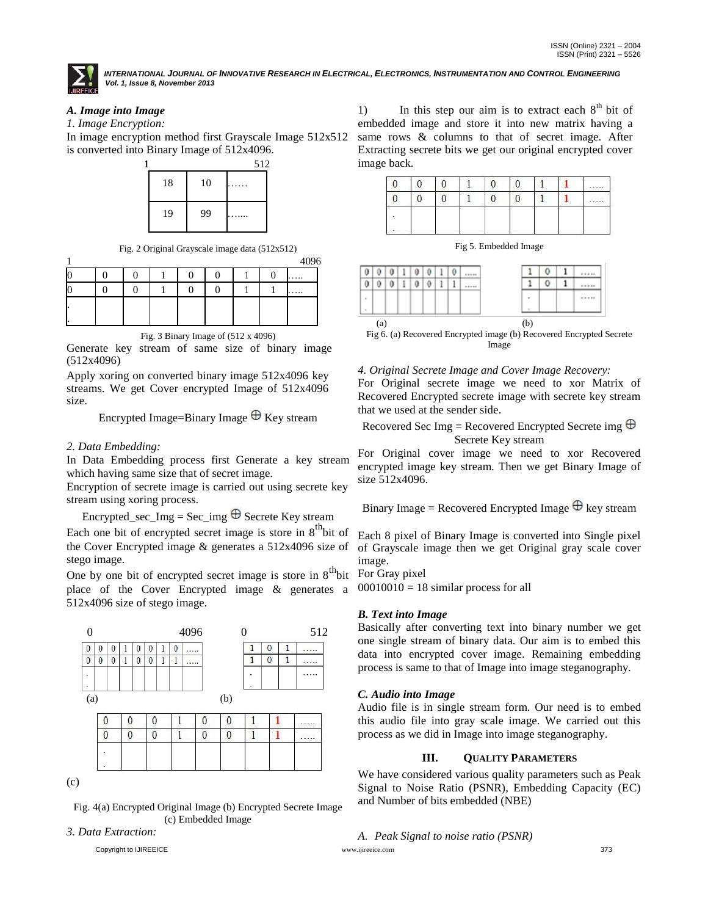### A. Image into Image

*1. Image Encryption:*

In image encryption method first Grayscale Image 512x512 is converted into Binary Image of 512x4096.

| 1 | | 512 |
|---|---|---|
| 18 | 10 | …… |
| 19 | 99 | ……. |

Fig. 2 Original Grayscale image data (512x512)

| 1 | | | | | | | | 4096 |
|---|---|---|---|---|---|---|---|---|
| 0 | 0 | 0 | 1 | 0 | 0 | 1 | 0 | ….. |
| 0 | 0 | 0 | 1 | 0 | 0 | 1 | 1 | ….. |
| . | | | | | | | | |

Fig. 3 Binary Image of (512 x 4096)

Generate key stream of same size of binary image (512x4096)

Apply xoring on converted binary image 512x4096 key streams. We get Cover encrypted Image of 512x4096 size.

Encrypted Image=Binary Image $\oplus$ Key stream

*2. Data Embedding:*

In Data Embedding process first Generate a key stream which having same size that of secret image.

Encryption of secrete image is carried out using secrete key stream using xoring process.

Encrypted_sec_Img = Sec_img $\oplus$ Secrete Key stream

Each one bit of encrypted secret image is store in $8^{th}$bit of the Cover Encrypted image & generates a 512x4096 size of stego image.

One by one bit of encrypted secret image is store in $8^{th}$bit place of the Cover Encrypted image & generates a 512x4096 size of stego image.

(a)

| 0 | | | | | | | | 4096 |
|---|---|---|---|---|---|---|---|---|
| 0 | 0 | 0 | 1 | 0 | 0 | 1 | 0 | ….. |
| 0 | 0 | 0 | 1 | 0 | 0 | 1 | 1 | ….. |
| . | | | | | | | | |

(b)

| 0 | | 512 |
|---|---|---|
| 1 | 0 | 1 | ….. |
| 1 | 0 | 1 | ….. |
| . | | ….. |

(c)

| 0 | 0 | 0 | 1 | 0 | 0 | 1 | 1 | ….. |
|---|---|---|---|---|---|---|---|---|
| 0 | 0 | 0 | 1 | 0 | 0 | 1 | 1 | ….. |
| . | | | | | | | | |

Fig. 4(a) Encrypted Original Image (b) Encrypted Secrete Image (c) Embedded Image

*3. Data Extraction:*

1) In this step our aim is to extract each $8^{th}$ bit of embedded image and store it into new matrix having a same rows & columns to that of secret image. After Extracting secrete bits we get our original encrypted cover image back.

| 0 | 0 | 0 | 1 | 0 | 0 | 1 | 1 | ….. |
|---|---|---|---|---|---|---|---|---|
| 0 | 0 | 0 | 1 | 0 | 0 | 1 | 1 | ….. |
| . | | | | | | | | |

Fig 5. Embedded Image

(a)

| 0 | 0 | 0 | 1 | 0 | 0 | 1 | 0 | ….. |
|---|---|---|---|---|---|---|---|---|
| 0 | 0 | 0 | 1 | 0 | 0 | 1 | 1 | ….. |
| . | | | | | | | | |

(b)

| 1 | 0 | 1 | ….. |
|---|---|---|---|
| 1 | 0 | 1 | ….. |
| . | | | ….. |

Fig 6. (a) Recovered Encrypted image (b) Recovered Encrypted Secrete Image

*4. Original Secrete Image and Cover Image Recovery:*

For Original secrete image we need to xor Matrix of Recovered Encrypted secrete image with secrete key stream that we used at the sender side.

Recovered Sec Img = Recovered Encrypted Secrete img $\oplus$ Secrete Key stream

For Original cover image we need to xor Recovered encrypted image key stream. Then we get Binary Image of size 512x4096.

Binary Image = Recovered Encrypted Image $\oplus$ key stream

Each 8 pixel of Binary Image is converted into Single pixel of Grayscale image then we get Original gray scale cover image.

For Gray pixel

00010010 = 18 similar process for all

### B. Text into Image

Basically after converting text into binary number we get one single stream of binary data. Our aim is to embed this data into encrypted cover image. Remaining embedding process is same to that of Image into image steganography.

### C. Audio into Image

Audio file is in single stream form. Our need is to embed this audio file into gray scale image. We carried out this process as we did in Image into image steganography.

## III. Quality Parameters

We have considered various quality parameters such as Peak Signal to Noise Ratio (PSNR), Embedding Capacity (EC) and Number of bits embedded (NBE)

*A. Peak Signal to noise ratio (PSNR)*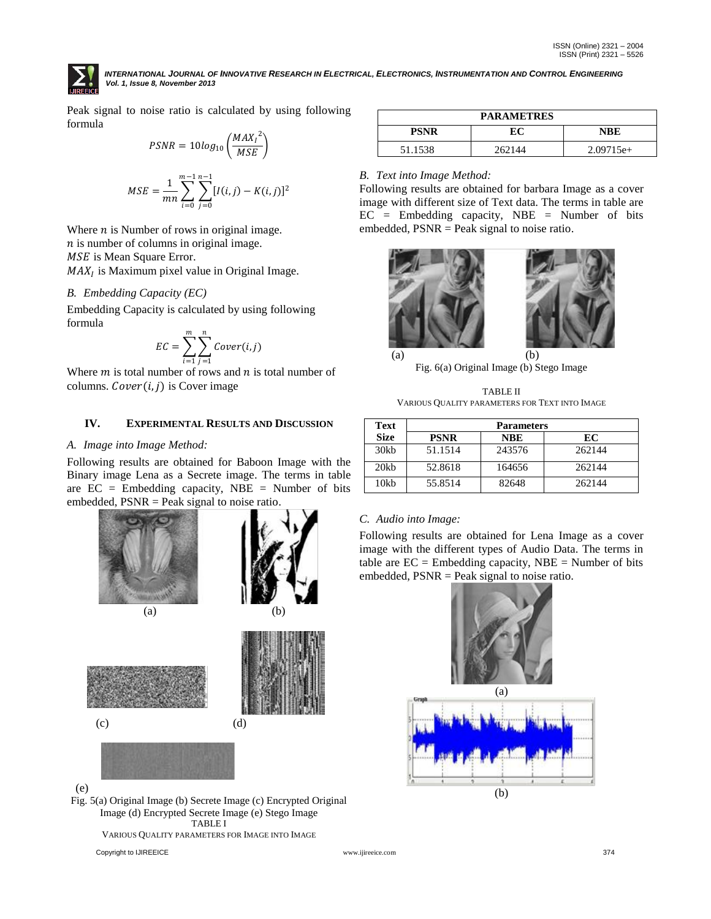Peak signal to noise ratio is calculated by using following formula

$$PSNR = 10log_{10}\left(\frac{MAX_I{}^2}{MSE}\right)$$

$$MSE = \frac{1}{mn}\sum_{i=0}^{m-1}\sum_{j=0}^{n-1}[I(i,j) - K(i,j)]^2$$

Where $n$ is Number of rows in original image.
$n$ is number of columns in original image.
$MSE$ is Mean Square Error.
$MAX_I$ is Maximum pixel value in Original Image.

*B. Embedding Capacity (EC)*

Embedding Capacity is calculated by using following formula

$$EC = \sum_{i=1}^{m}\sum_{j=1}^{n} Cover(i,j)$$

Where $m$ is total number of rows and $n$ is total number of columns. $Cover(i,j)$ is Cover image

## IV. Experimental Results and Discussion

*A. Image into Image Method:*

Following results are obtained for Baboon Image with the Binary image Lena as a Secrete image. The terms in table are EC = Embedding capacity, NBE = Number of bits embedded, PSNR = Peak signal to noise ratio.

(a) (b)

(c) (d)

(e)

Fig. 5(a) Original Image (b) Secrete Image (c) Encrypted Original Image (d) Encrypted Secrete Image (e) Stego Image

TABLE I
VARIOUS QUALITY PARAMETERS FOR IMAGE INTO IMAGE

| PARAMETRES | | |
|---|---|---|
| PSNR | EC | NBE |
| 51.1538 | 262144 | 2.09715e+ |

*B. Text into Image Method:*

Following results are obtained for barbara Image as a cover image with different size of Text data. The terms in table are EC = Embedding capacity, NBE = Number of bits embedded, PSNR = Peak signal to noise ratio.

(a) (b)

Fig. 6(a) Original Image (b) Stego Image

TABLE II
VARIOUS QUALITY PARAMETERS FOR TEXT INTO IMAGE

| Text Size | Parameters | | |
|---|---|---|---|
| | PSNR | NBE | EC |
| 30kb | 51.1514 | 243576 | 262144 |
| 20kb | 52.8618 | 164656 | 262144 |
| 10kb | 55.8514 | 82648 | 262144 |

*C. Audio into Image:*

Following results are obtained for Lena Image as a cover image with the different types of Audio Data. The terms in table are EC = Embedding capacity, NBE = Number of bits embedded, PSNR = Peak signal to noise ratio.

(a)

(b)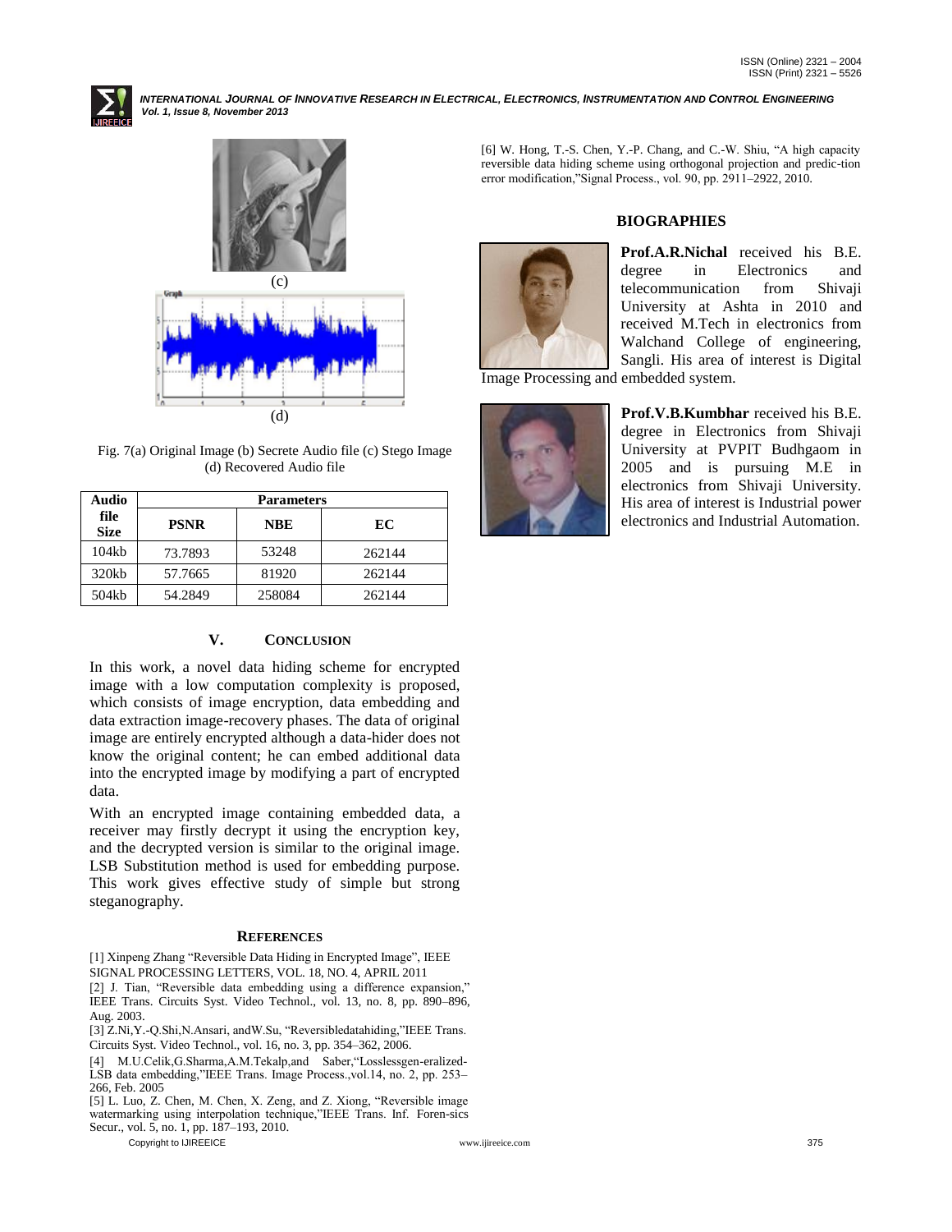(c)

Graph

(d)

Fig. 7(a) Original Image (b) Secrete Audio file (c) Stego Image (d) Recovered Audio file

| Audio file Size | Parameters | | |
|---|---|---|---|
| | PSNR | NBE | EC |
| 104kb | 73.7893 | 53248 | 262144 |
| 320kb | 57.7665 | 81920 | 262144 |
| 504kb | 54.2849 | 258084 | 262144 |

## V. CONCLUSION

In this work, a novel data hiding scheme for encrypted image with a low computation complexity is proposed, which consists of image encryption, data embedding and data extraction image-recovery phases. The data of original image are entirely encrypted although a data-hider does not know the original content; he can embed additional data into the encrypted image by modifying a part of encrypted data.

With an encrypted image containing embedded data, a receiver may firstly decrypt it using the encryption key, and the decrypted version is similar to the original image. LSB Substitution method is used for embedding purpose. This work gives effective study of simple but strong steganography.

## REFERENCES

[1] Xinpeng Zhang "Reversible Data Hiding in Encrypted Image", IEEE SIGNAL PROCESSING LETTERS, VOL. 18, NO. 4, APRIL 2011

[2] J. Tian, "Reversible data embedding using a difference expansion," IEEE Trans. Circuits Syst. Video Technol., vol. 13, no. 8, pp. 890–896, Aug. 2003.

[3] Z.Ni,Y.-Q.Shi,N.Ansari, andW.Su, "Reversibledatahiding,"IEEE Trans. Circuits Syst. Video Technol., vol. 16, no. 3, pp. 354–362, 2006.

[4] M.U.Celik,G.Sharma,A.M.Tekalp,and Saber,"Losslessgen-eralized-LSB data embedding,"IEEE Trans. Image Process.,vol.14, no. 2, pp. 253–266, Feb. 2005

[5] L. Luo, Z. Chen, M. Chen, X. Zeng, and Z. Xiong, "Reversible image watermarking using interpolation technique,"IEEE Trans. Inf. Foren-sics Secur., vol. 5, no. 1, pp. 187–193, 2010.

[6] W. Hong, T.-S. Chen, Y.-P. Chang, and C.-W. Shiu, "A high capacity reversible data hiding scheme using orthogonal projection and predic-tion error modification,"Signal Process., vol. 90, pp. 2911–2922, 2010.

## BIOGRAPHIES

**Prof.A.R.Nichal** received his B.E. degree in Electronics and telecommunication from Shivaji University at Ashta in 2010 and received M.Tech in electronics from Walchand College of engineering, Sangli. His area of interest is Digital Image Processing and embedded system.

**Prof.V.B.Kumbhar** received his B.E. degree in Electronics from Shivaji University at PVPIT Budhgaom in 2005 and is pursuing M.E in electronics from Shivaji University. His area of interest is Industrial power electronics and Industrial Automation.